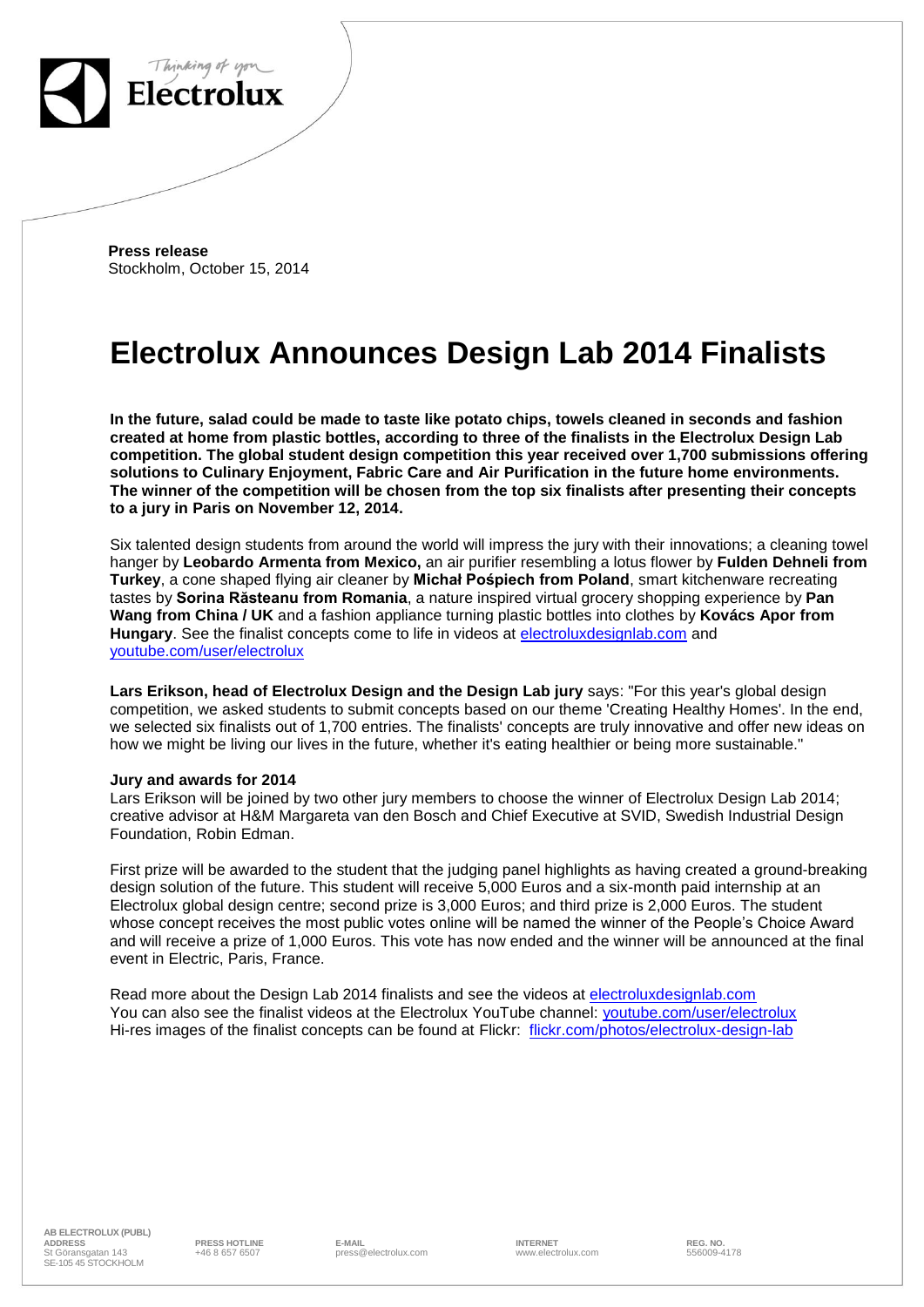**Press release**
Stockholm, October 15, 2014

# Electrolux Announces Design Lab 2014 Finalists

**In the future, salad could be made to taste like potato chips, towels cleaned in seconds and fashion created at home from plastic bottles, according to three of the finalists in the Electrolux Design Lab competition. The global student design competition this year received over 1,700 submissions offering solutions to Culinary Enjoyment, Fabric Care and Air Purification in the future home environments. The winner of the competition will be chosen from the top six finalists after presenting their concepts to a jury in Paris on November 12, 2014.**

Six talented design students from around the world will impress the jury with their innovations; a cleaning towel hanger by **Leobardo Armenta from Mexico,** an air purifier resembling a lotus flower by **Fulden Dehneli from Turkey**, a cone shaped flying air cleaner by **Michał Pośpiech from Poland**, smart kitchenware recreating tastes by **Sorina Răsteanu from Romania**, a nature inspired virtual grocery shopping experience by **Pan Wang from China / UK** and a fashion appliance turning plastic bottles into clothes by **Kovács Apor from Hungary**. See the finalist concepts come to life in videos at electroluxdesignlab.com and youtube.com/user/electrolux

**Lars Erikson, head of Electrolux Design and the Design Lab jury** says: "For this year's global design competition, we asked students to submit concepts based on our theme 'Creating Healthy Homes'. In the end, we selected six finalists out of 1,700 entries. The finalists' concepts are truly innovative and offer new ideas on how we might be living our lives in the future, whether it's eating healthier or being more sustainable."

**Jury and awards for 2014**
Lars Erikson will be joined by two other jury members to choose the winner of Electrolux Design Lab 2014; creative advisor at H&M Margareta van den Bosch and Chief Executive at SVID, Swedish Industrial Design Foundation, Robin Edman.

First prize will be awarded to the student that the judging panel highlights as having created a ground-breaking design solution of the future. This student will receive 5,000 Euros and a six-month paid internship at an Electrolux global design centre; second prize is 3,000 Euros; and third prize is 2,000 Euros. The student whose concept receives the most public votes online will be named the winner of the People's Choice Award and will receive a prize of 1,000 Euros. This vote has now ended and the winner will be announced at the final event in Electric, Paris, France.

Read more about the Design Lab 2014 finalists and see the videos at electroluxdesignlab.com
You can also see the finalist videos at the Electrolux YouTube channel: youtube.com/user/electrolux
Hi-res images of the finalist concepts can be found at Flickr: flickr.com/photos/electrolux-design-lab

| AB ELECTROLUX (PUBL) ADDRESS | PRESS HOTLINE | E-MAIL | INTERNET | REG. NO. |
|---|---|---|---|---|
| St Göransgatan 143 SE-105 45 STOCKHOLM | +46 8 657 6507 | press@electrolux.com | www.electrolux.com | 556009-4178 |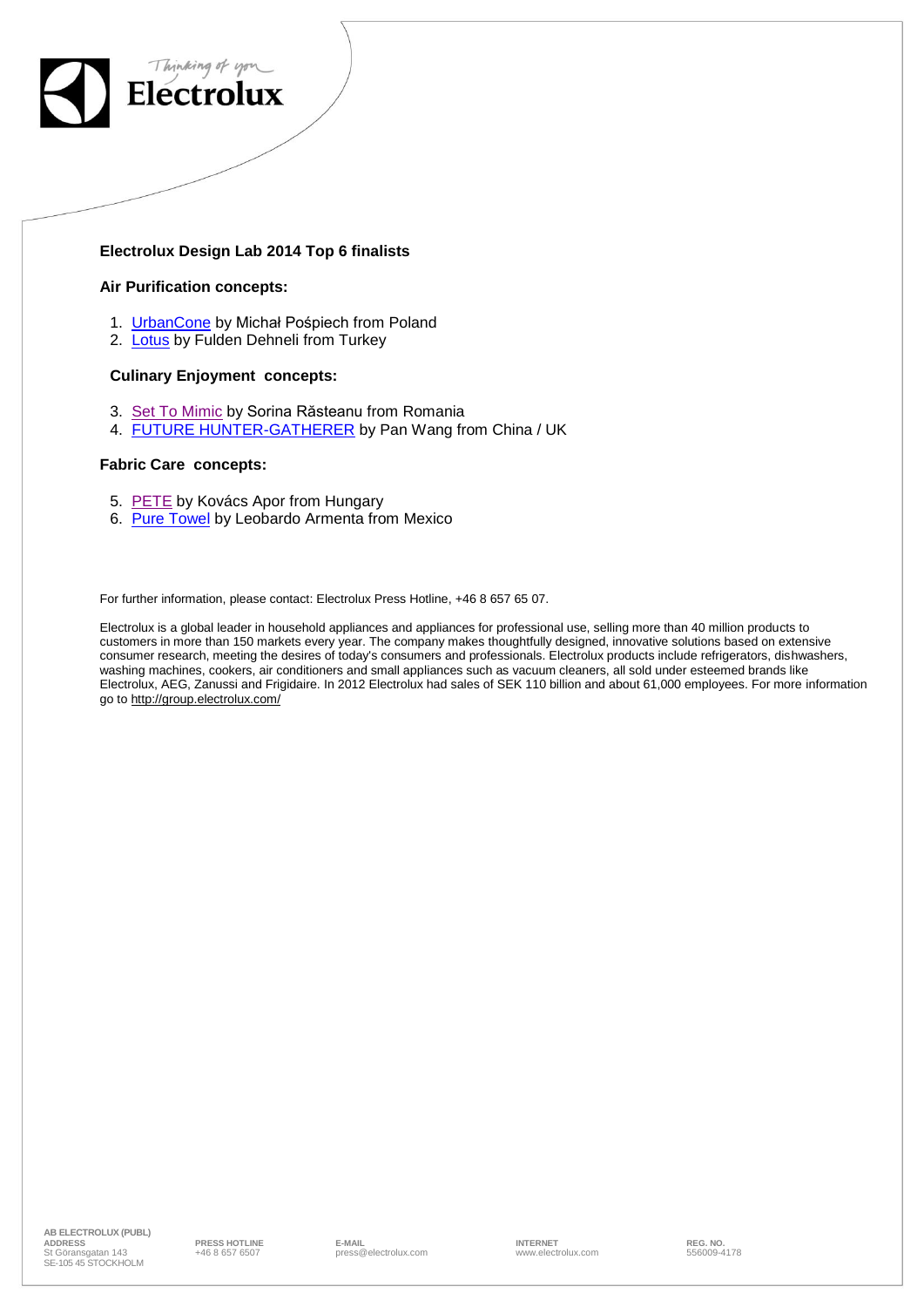**Electrolux Design Lab 2014 Top 6 finalists**

**Air Purification concepts:**

1. UrbanCone by Michał Pośpiech from Poland
2. Lotus by Fulden Dehneli from Turkey

**Culinary Enjoyment concepts:**

3. Set To Mimic by Sorina Răsteanu from Romania
4. FUTURE HUNTER-GATHERER by Pan Wang from China / UK

**Fabric Care concepts:**

5. PETE by Kovács Apor from Hungary
6. Pure Towel by Leobardo Armenta from Mexico

For further information, please contact: Electrolux Press Hotline, +46 8 657 65 07.

Electrolux is a global leader in household appliances and appliances for professional use, selling more than 40 million products to customers in more than 150 markets every year. The company makes thoughtfully designed, innovative solutions based on extensive consumer research, meeting the desires of today's consumers and professionals. Electrolux products include refrigerators, dishwashers, washing machines, cookers, air conditioners and small appliances such as vacuum cleaners, all sold under esteemed brands like Electrolux, AEG, Zanussi and Frigidaire. In 2012 Electrolux had sales of SEK 110 billion and about 61,000 employees. For more information go to http://group.electrolux.com/

AB ELECTROLUX (PUBL)
ADDRESS
St Göransgatan 143
SE-105 45 STOCKHOLM

PRESS HOTLINE
+46 8 657 6507

E-MAIL
press@electrolux.com

INTERNET
www.electrolux.com

REG. NO.
556009-4178